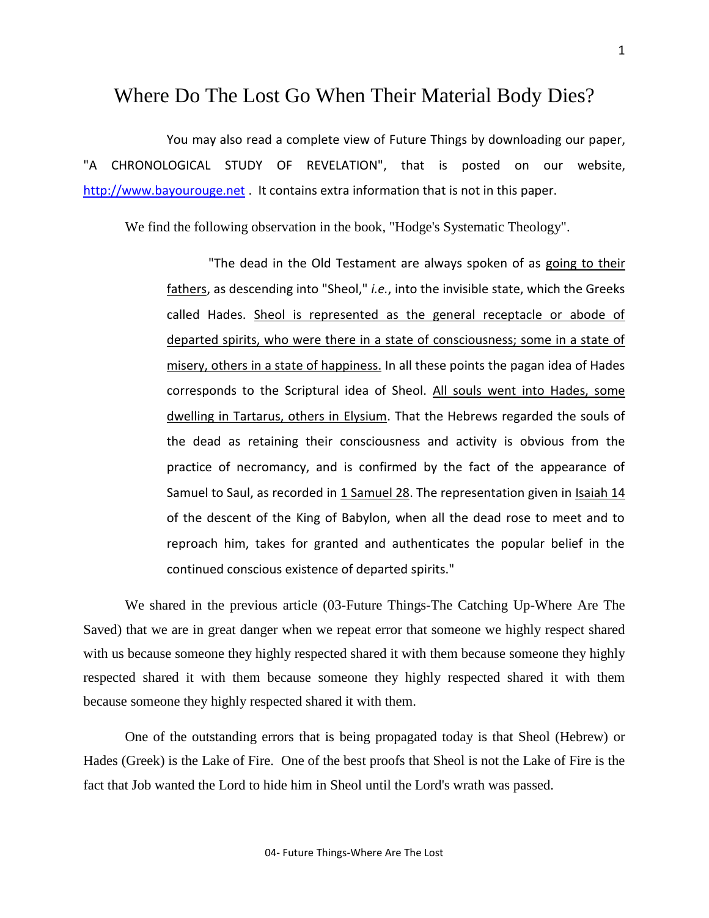# Where Do The Lost Go When Their Material Body Dies?

You may also read a complete view of Future Things by downloading our paper, "A CHRONOLOGICAL STUDY OF REVELATION", that is posted on our website, [http://www.bayourouge.net](http://www.bayourouge.net) . It contains extra information that is not in this paper.

We find the following observation in the book, "Hodge's Systematic Theology".

> "The dead in the Old Testament are always spoken of as going to their fathers, as descending into "Sheol," *i.e.*, into the invisible state, which the Greeks called Hades. Sheol is represented as the general receptacle or abode of departed spirits, who were there in a state of consciousness; some in a state of misery, others in a state of happiness. In all these points the pagan idea of Hades corresponds to the Scriptural idea of Sheol. All souls went into Hades, some dwelling in Tartarus, others in Elysium. That the Hebrews regarded the souls of the dead as retaining their consciousness and activity is obvious from the practice of necromancy, and is confirmed by the fact of the appearance of Samuel to Saul, as recorded in 1 Samuel 28. The representation given in Isaiah 14 of the descent of the King of Babylon, when all the dead rose to meet and to reproach him, takes for granted and authenticates the popular belief in the continued conscious existence of departed spirits."

We shared in the previous article (03-Future Things-The Catching Up-Where Are The Saved) that we are in great danger when we repeat error that someone we highly respect shared with us because someone they highly respected shared it with them because someone they highly respected shared it with them because someone they highly respected shared it with them because someone they highly respected shared it with them.

One of the outstanding errors that is being propagated today is that Sheol (Hebrew) or Hades (Greek) is the Lake of Fire. One of the best proofs that Sheol is not the Lake of Fire is the fact that Job wanted the Lord to hide him in Sheol until the Lord's wrath was passed.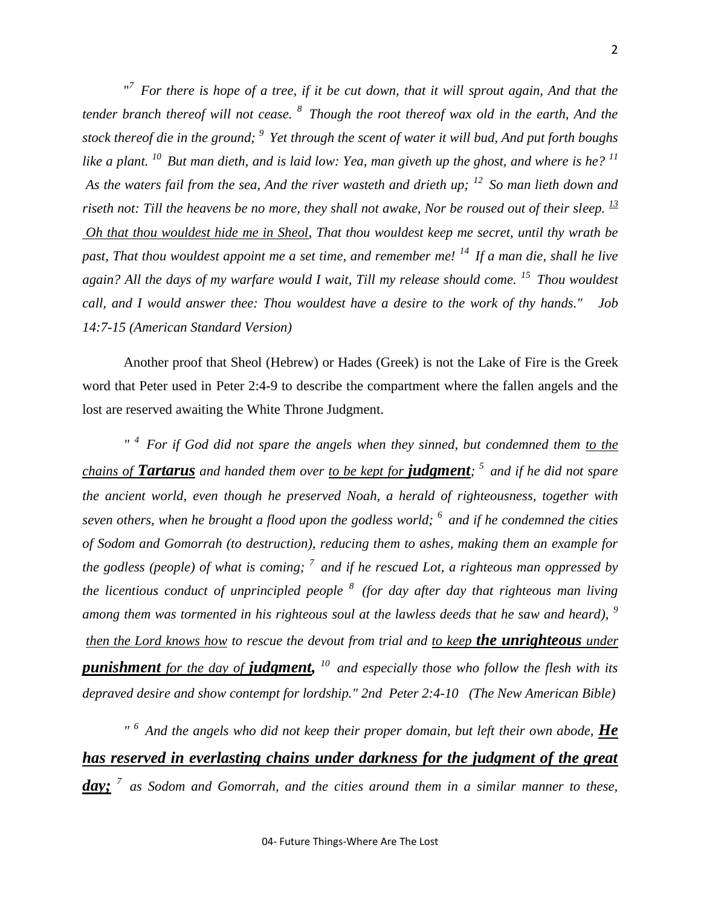*"[7] For there is hope of a tree, if it be cut down, that it will sprout again, And that the tender branch thereof will not cease. [8] Though the root thereof wax old in the earth, And the stock thereof die in the ground; [9] Yet through the scent of water it will bud, And put forth boughs like a plant. [10] But man dieth, and is laid low: Yea, man giveth up the ghost, and where is he? [11] As the waters fail from the sea, And the river wasteth and drieth up; [12] So man lieth down and riseth not: Till the heavens be no more, they shall not awake, Nor be roused out of their sleep. [13] <u>Oh that thou wouldest hide me in Sheol</u>, That thou wouldest keep me secret, until thy wrath be past, That thou wouldest appoint me a set time, and remember me! [14] If a man die, shall he live again? All the days of my warfare would I wait, Till my release should come. [15] Thou wouldest call, and I would answer thee: Thou wouldest have a desire to the work of thy hands." Job 14:7-15 (American Standard Version)*

Another proof that Sheol (Hebrew) or Hades (Greek) is not the Lake of Fire is the Greek word that Peter used in Peter 2:4-9 to describe the compartment where the fallen angels and the lost are reserved awaiting the White Throne Judgment.

*" [4] For if God did not spare the angels when they sinned, but condemned them <u>to the chains of **Tartarus**</u> and handed them over <u>to be kept for **judgment**</u>; [5] and if he did not spare the ancient world, even though he preserved Noah, a herald of righteousness, together with seven others, when he brought a flood upon the godless world; [6] and if he condemned the cities of Sodom and Gomorrah (to destruction), reducing them to ashes, making them an example for the godless (people) of what is coming; [7] and if he rescued Lot, a righteous man oppressed by the licentious conduct of unprincipled people [8] (for day after day that righteous man living among them was tormented in his righteous soul at the lawless deeds that he saw and heard), [9] <u>then the Lord knows how</u> to rescue the devout from trial and <u>to keep **the unrighteous** under **punishment** for the day of **judgment**,</u> [10] and especially those who follow the flesh with its depraved desire and show contempt for lordship." 2nd Peter 2:4-10 (The New American Bible)*

*" [6] And the angels who did not keep their proper domain, but left their own abode, <u>**He has reserved in everlasting chains under darkness for the judgment of the great day;**</u> [7] as Sodom and Gomorrah, and the cities around them in a similar manner to these,*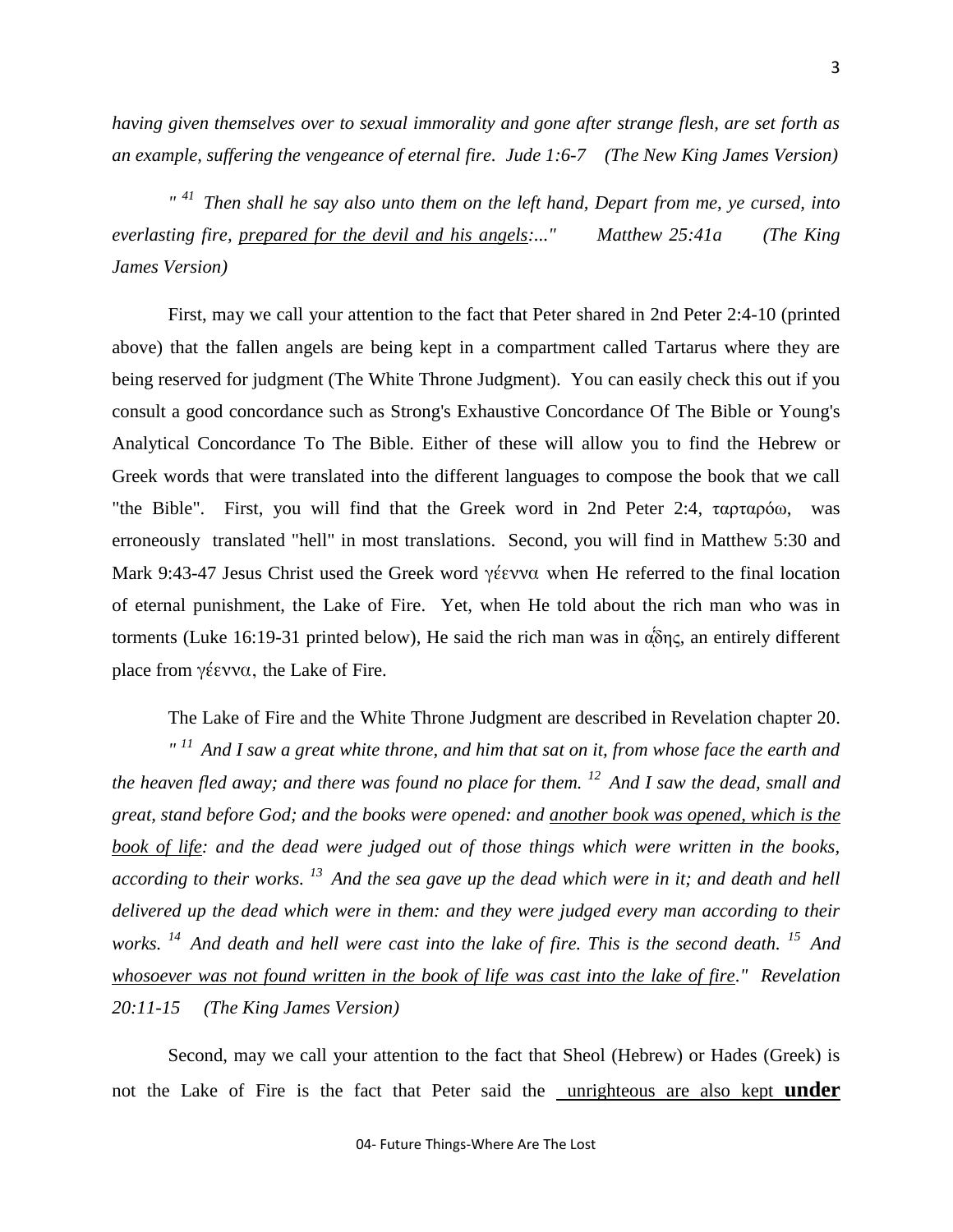*having given themselves over to sexual immorality and gone after strange flesh, are set forth as an example, suffering the vengeance of eternal fire. Jude 1:6-7 (The New King James Version)*

*" [41] Then shall he say also unto them on the left hand, Depart from me, ye cursed, into everlasting fire, <u>prepared for the devil and his angels</u>:..." Matthew 25:41a (The King James Version)*

First, may we call your attention to the fact that Peter shared in 2nd Peter 2:4-10 (printed above) that the fallen angels are being kept in a compartment called Tartarus where they are being reserved for judgment (The White Throne Judgment). You can easily check this out if you consult a good concordance such as Strong's Exhaustive Concordance Of The Bible or Young's Analytical Concordance To The Bible. Either of these will allow you to find the Hebrew or Greek words that were translated into the different languages to compose the book that we call "the Bible". First, you will find that the Greek word in 2nd Peter 2:4, ταρταρόω, was erroneously translated "hell" in most translations. Second, you will find in Matthew 5:30 and Mark 9:43-47 Jesus Christ used the Greek word γέεννα when He referred to the final location of eternal punishment, the Lake of Fire. Yet, when He told about the rich man who was in torments (Luke 16:19-31 printed below), He said the rich man was in ᾅδης, an entirely different place from γέεννα, the Lake of Fire.

The Lake of Fire and the White Throne Judgment are described in Revelation chapter 20.

*" [11] And I saw a great white throne, and him that sat on it, from whose face the earth and the heaven fled away; and there was found no place for them. [12] And I saw the dead, small and great, stand before God; and the books were opened: and <u>another book was opened, which is the book of life</u>: and the dead were judged out of those things which were written in the books, according to their works. [13] And the sea gave up the dead which were in it; and death and hell delivered up the dead which were in them: and they were judged every man according to their works. [14] And death and hell were cast into the lake of fire. This is the second death. [15] And <u>whosoever was not found written in the book of life was cast into the lake of fire</u>." Revelation 20:11-15 (The King James Version)*

Second, may we call your attention to the fact that Sheol (Hebrew) or Hades (Greek) is not the Lake of Fire is the fact that Peter said the <u>unrighteous are also kept **under**</u>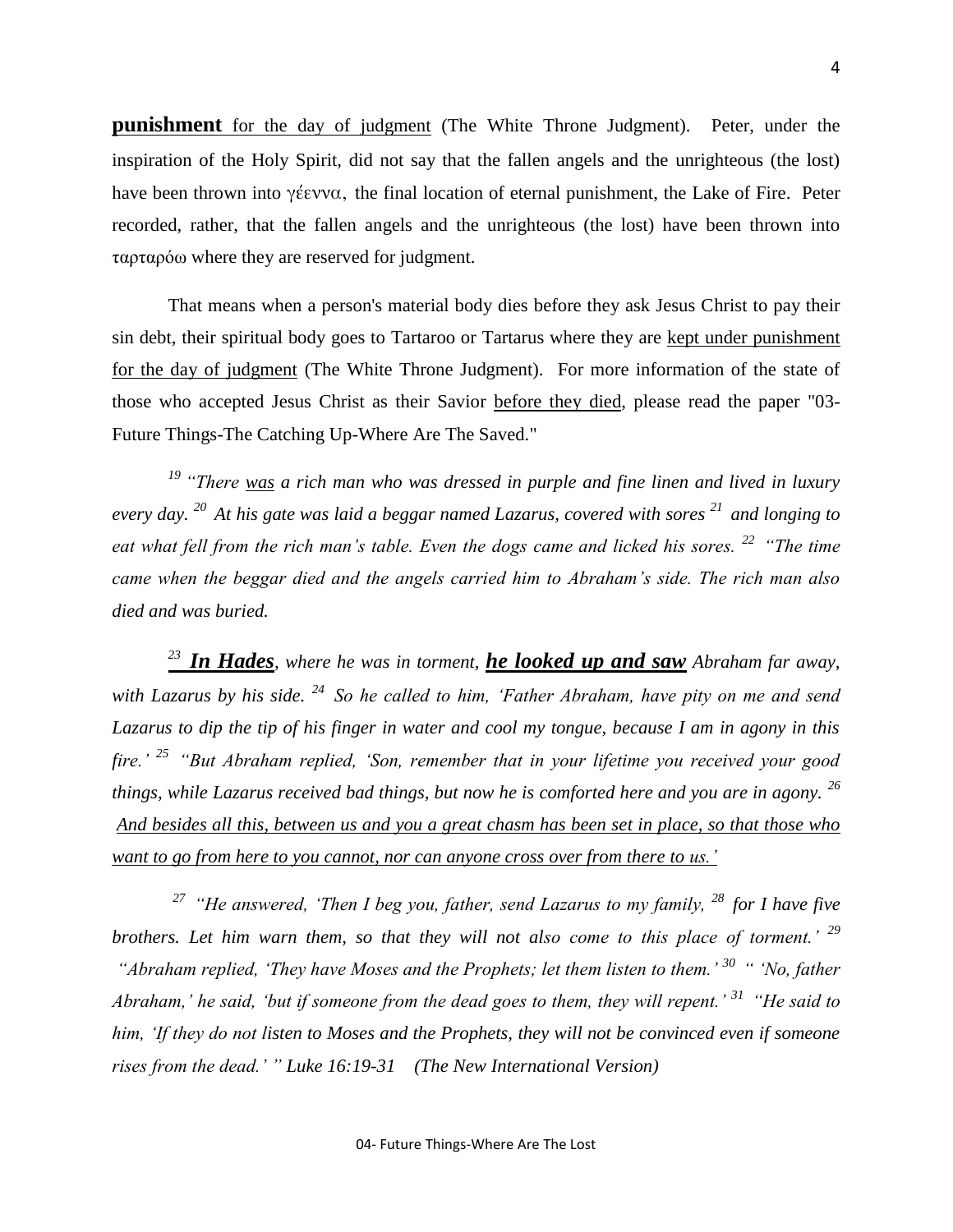**punishment** <u>for the day of judgment</u> (The White Throne Judgment). Peter, under the inspiration of the Holy Spirit, did not say that the fallen angels and the unrighteous (the lost) have been thrown into γέεννα, the final location of eternal punishment, the Lake of Fire. Peter recorded, rather, that the fallen angels and the unrighteous (the lost) have been thrown into ταρταρόω where they are reserved for judgment.

That means when a person's material body dies before they ask Jesus Christ to pay their sin debt, their spiritual body goes to Tartaroo or Tartarus where they are <u>kept under punishment for the day of judgment</u> (The White Throne Judgment). For more information of the state of those who accepted Jesus Christ as their Savior <u>before they died</u>, please read the paper "03-Future Things-The Catching Up-Where Are The Saved."

*[19] "There <u>was</u> a rich man who was dressed in purple and fine linen and lived in luxury every day. [20] At his gate was laid a beggar named Lazarus, covered with sores [21] and longing to eat what fell from the rich man's table. Even the dogs came and licked his sores. [22] "The time came when the beggar died and the angels carried him to Abraham's side. The rich man also died and was buried.*

*[23] **<u>In Hades</u>**, where he was in torment, **<u>he looked up and saw</u>** Abraham far away, with Lazarus by his side. [24] So he called to him, 'Father Abraham, have pity on me and send Lazarus to dip the tip of his finger in water and cool my tongue, because I am in agony in this fire.' [25] "But Abraham replied, 'Son, remember that in your lifetime you received your good things, while Lazarus received bad things, but now he is comforted here and you are in agony. [26] <u>And besides all this, between us and you a great chasm has been set in place, so that those who want to go from here to you cannot, nor can anyone cross over from there to us.'</u>*

*[27] "He answered, 'Then I beg you, father, send Lazarus to my family, [28] for I have five brothers. Let him warn them, so that they will not also come to this place of torment.' [29] "Abraham replied, 'They have Moses and the Prophets; let them listen to them.' [30] " 'No, father Abraham,' he said, 'but if someone from the dead goes to them, they will repent.' [31] "He said to him, 'If they do not listen to Moses and the Prophets, they will not be convinced even if someone rises from the dead.' " Luke 16:19-31 (The New International Version)*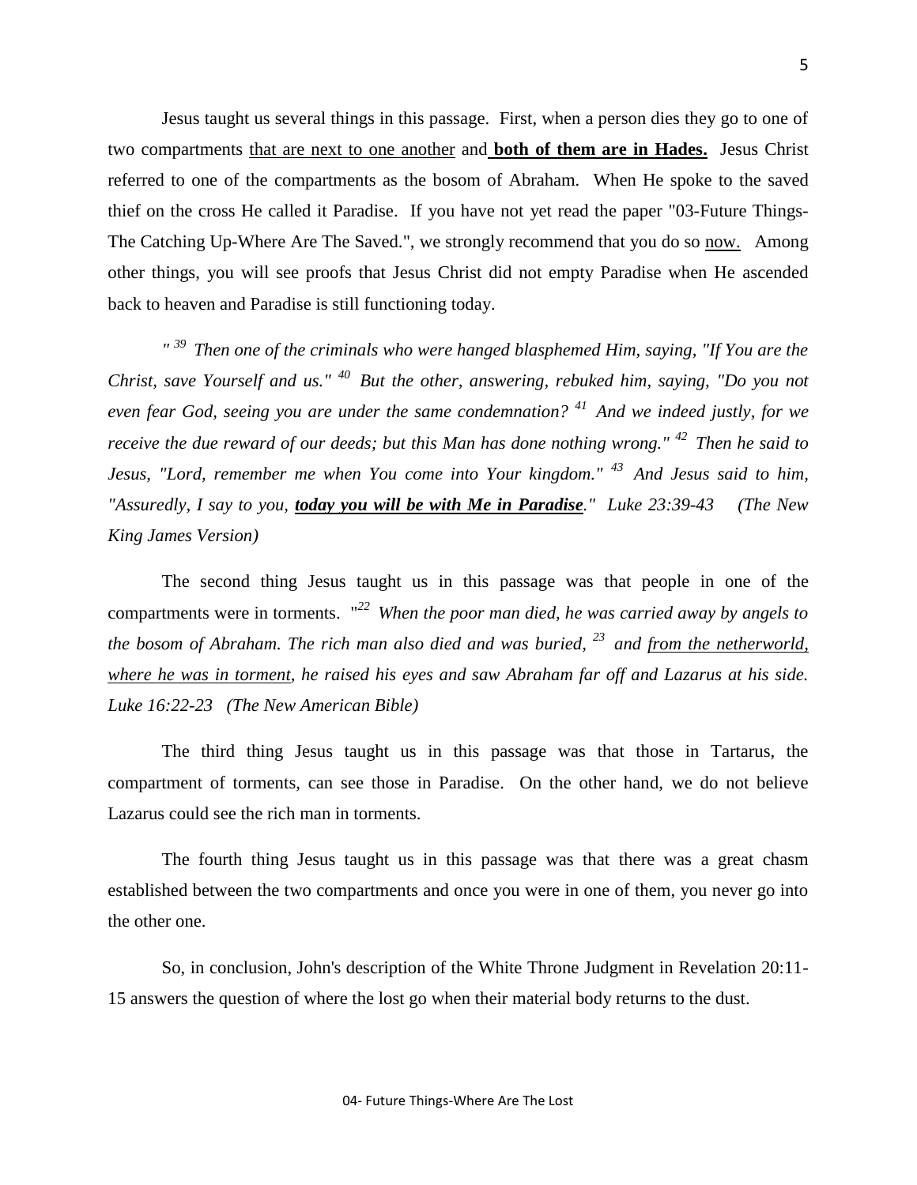Jesus taught us several things in this passage. First, when a person dies they go to one of two compartments <u>that are next to one another</u> and **<u>both of them are in Hades.</u>** Jesus Christ referred to one of the compartments as the bosom of Abraham. When He spoke to the saved thief on the cross He called it Paradise. If you have not yet read the paper "03-Future Things-The Catching Up-Where Are The Saved.", we strongly recommend that you do so <u>now.</u> Among other things, you will see proofs that Jesus Christ did not empty Paradise when He ascended back to heaven and Paradise is still functioning today.

*" [39] Then one of the criminals who were hanged blasphemed Him, saying, "If You are the Christ, save Yourself and us." [40] But the other, answering, rebuked him, saying, "Do you not even fear God, seeing you are under the same condemnation? [41] And we indeed justly, for we receive the due reward of our deeds; but this Man has done nothing wrong." [42] Then he said to Jesus, "Lord, remember me when You come into Your kingdom." [43] And Jesus said to him, "Assuredly, I say to you,* ***<u>today you will be with Me in Paradise</u>****." Luke 23:39-43 (The New King James Version)*

The second thing Jesus taught us in this passage was that people in one of the compartments were in torments. *"[22] When the poor man died, he was carried away by angels to the bosom of Abraham. The rich man also died and was buried, [23] and <u>from the netherworld, where he was in torment</u>, he raised his eyes and saw Abraham far off and Lazarus at his side. Luke 16:22-23 (The New American Bible)*

The third thing Jesus taught us in this passage was that those in Tartarus, the compartment of torments, can see those in Paradise. On the other hand, we do not believe Lazarus could see the rich man in torments.

The fourth thing Jesus taught us in this passage was that there was a great chasm established between the two compartments and once you were in one of them, you never go into the other one.

So, in conclusion, John's description of the White Throne Judgment in Revelation 20:11-15 answers the question of where the lost go when their material body returns to the dust.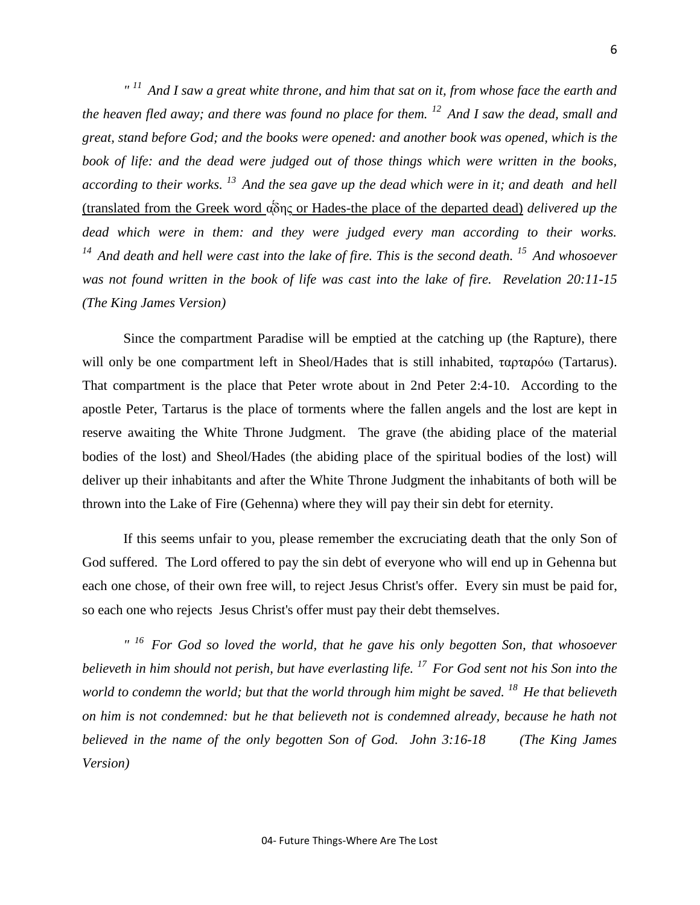*" [11] And I saw a great white throne, and him that sat on it, from whose face the earth and the heaven fled away; and there was found no place for them. [12] And I saw the dead, small and great, stand before God; and the books were opened: and another book was opened, which is the book of life: and the dead were judged out of those things which were written in the books, according to their works. [13] And the sea gave up the dead which were in it; and death and hell* <u>(translated from the Greek word ᾁδης or Hades-the place of the departed dead)</u> *delivered up the dead which were in them: and they were judged every man according to their works. [14] And death and hell were cast into the lake of fire. This is the second death. [15] And whosoever was not found written in the book of life was cast into the lake of fire. Revelation 20:11-15 (The King James Version)*

Since the compartment Paradise will be emptied at the catching up (the Rapture), there will only be one compartment left in Sheol/Hades that is still inhabited, ταρταρόω (Tartarus). That compartment is the place that Peter wrote about in 2nd Peter 2:4-10. According to the apostle Peter, Tartarus is the place of torments where the fallen angels and the lost are kept in reserve awaiting the White Throne Judgment. The grave (the abiding place of the material bodies of the lost) and Sheol/Hades (the abiding place of the spiritual bodies of the lost) will deliver up their inhabitants and after the White Throne Judgment the inhabitants of both will be thrown into the Lake of Fire (Gehenna) where they will pay their sin debt for eternity.

If this seems unfair to you, please remember the excruciating death that the only Son of God suffered. The Lord offered to pay the sin debt of everyone who will end up in Gehenna but each one chose, of their own free will, to reject Jesus Christ's offer. Every sin must be paid for, so each one who rejects Jesus Christ's offer must pay their debt themselves.

*" [16] For God so loved the world, that he gave his only begotten Son, that whosoever believeth in him should not perish, but have everlasting life. [17] For God sent not his Son into the world to condemn the world; but that the world through him might be saved. [18] He that believeth on him is not condemned: but he that believeth not is condemned already, because he hath not believed in the name of the only begotten Son of God. John 3:16-18 (The King James Version)*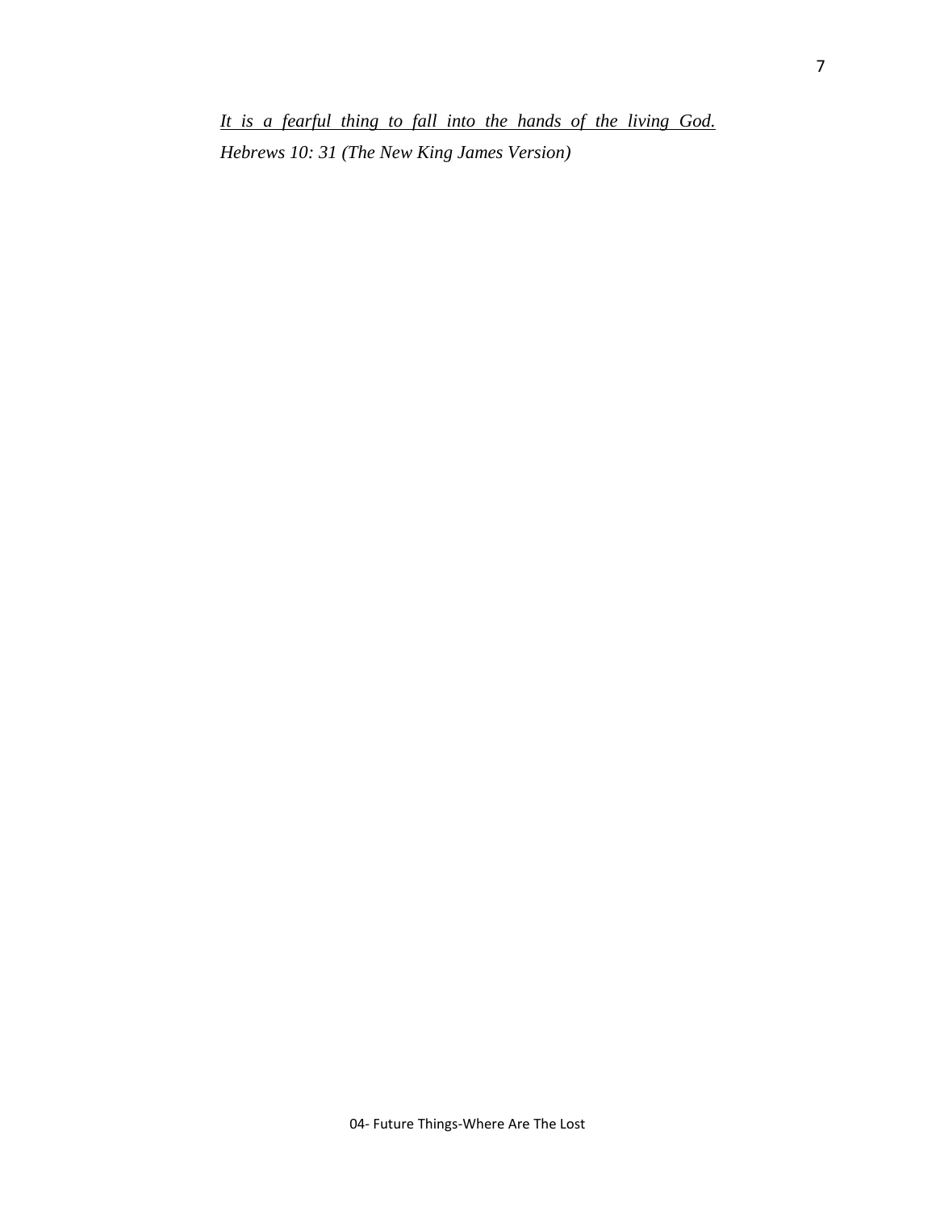*<u>It is a fearful thing to fall into the hands of the living God.</u>*
*Hebrews 10: 31 (The New King James Version)*